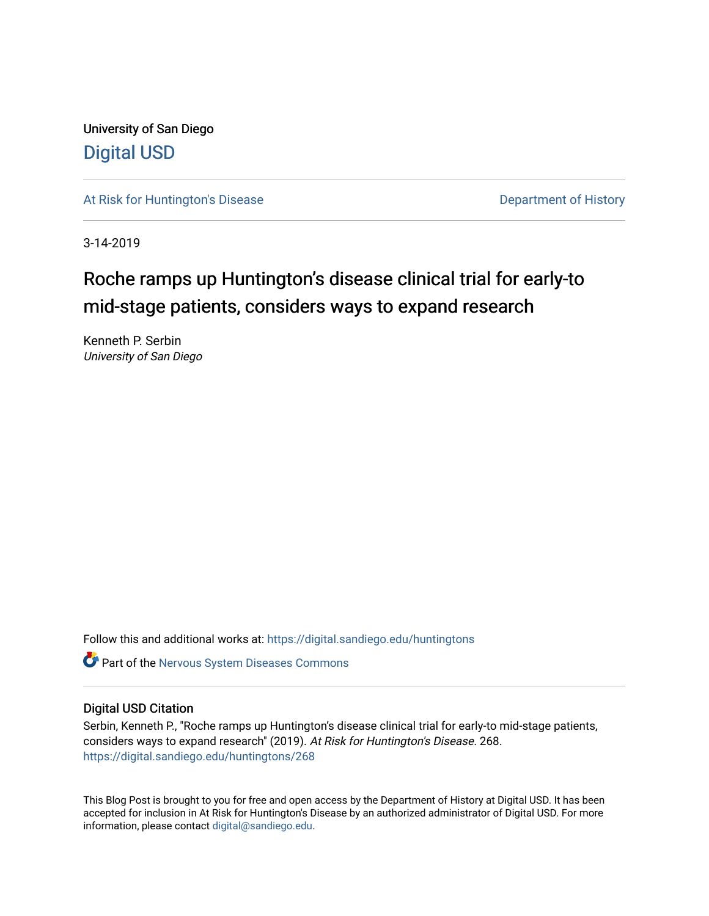University of San Diego

# Digital USD

At Risk for Huntington's Disease — Department of History

3-14-2019

# Roche ramps up Huntington's disease clinical trial for early-to mid-stage patients, considers ways to expand research

Kenneth P. Serbin
*University of San Diego*

Follow this and additional works at: https://digital.sandiego.edu/huntingtons

Part of the Nervous System Diseases Commons

## Digital USD Citation

Serbin, Kenneth P., "Roche ramps up Huntington's disease clinical trial for early-to mid-stage patients, considers ways to expand research" (2019). *At Risk for Huntington's Disease*. 268.
https://digital.sandiego.edu/huntingtons/268

This Blog Post is brought to you for free and open access by the Department of History at Digital USD. It has been accepted for inclusion in At Risk for Huntington's Disease by an authorized administrator of Digital USD. For more information, please contact digital@sandiego.edu.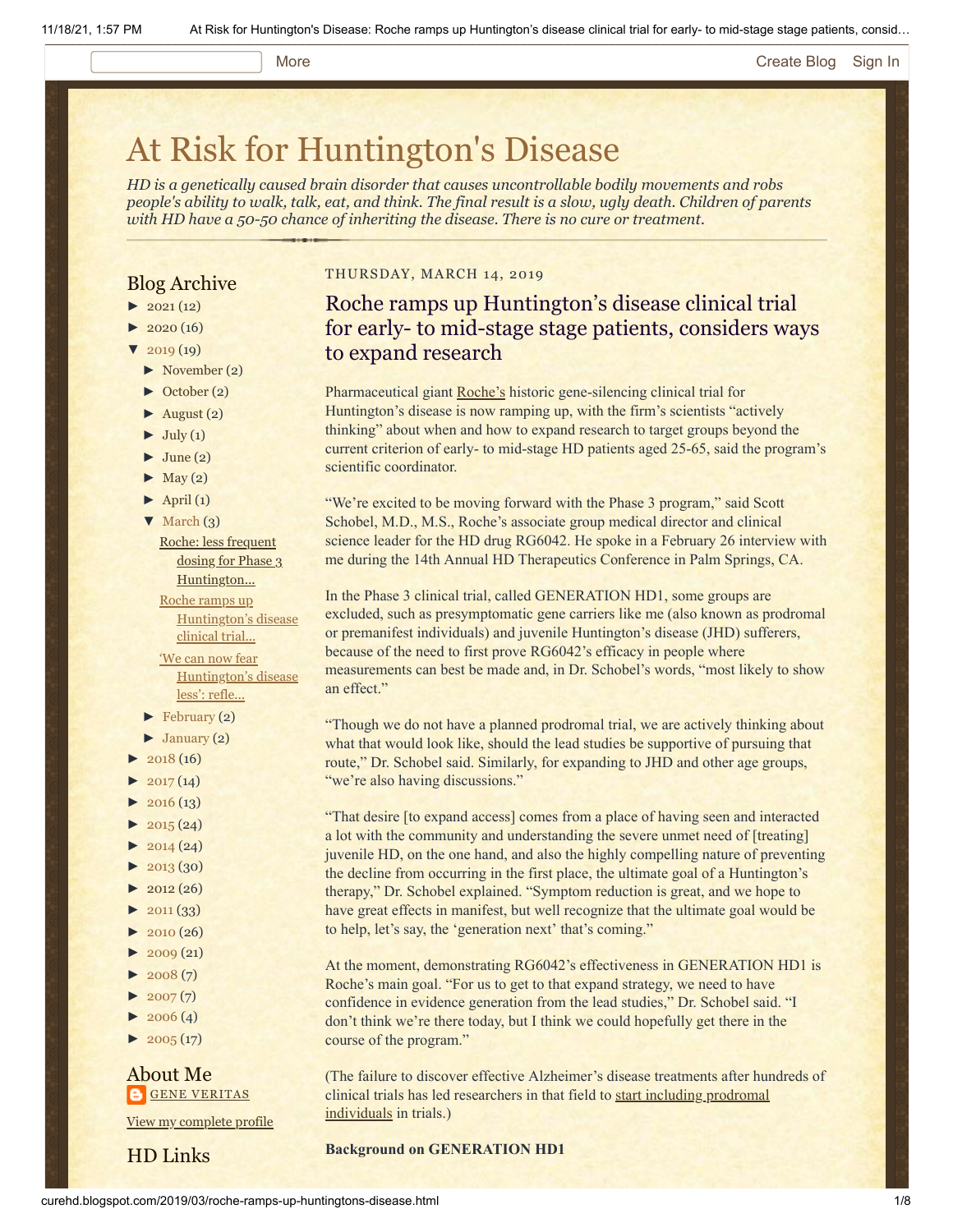# At Risk for Huntington's Disease

*HD is a genetically caused brain disorder that causes uncontrollable bodily movements and robs people's ability to walk, talk, eat, and think. The final result is a slow, ugly death. Children of parents with HD have a 50-50 chance of inheriting the disease. There is no cure or treatment.*

## Blog Archive

- ► 2021 (12)
- ► 2020 (16)
- ▼ 2019 (19)
  - ► November (2)
  - ► October (2)
  - ► August (2)
  - ► July (1)
  - ► June (2)
  - ► May (2)
  - ► April (1)
  - ▼ March (3)
    - Roche: less frequent dosing for Phase 3 Huntington...
    - Roche ramps up Huntington's disease clinical trial...
    - 'We can now fear Huntington's disease less': refle...
  - ► February (2)
  - ► January (2)
- ► 2018 (16)
- ► 2017 (14)
- ► 2016 (13)
- ► 2015 (24)
- ► 2014 (24)
- ► 2013 (30)
- ► 2012 (26)
- ► 2011 (33)
- ► 2010 (26)
- ► 2009 (21)
- ► 2008 (7)
- ► 2007 (7)
- ► 2006 (4)
- ► 2005 (17)

## About Me

GENE VERITAS

View my complete profile

## HD Links

THURSDAY, MARCH 14, 2019

## Roche ramps up Huntington's disease clinical trial for early- to mid-stage stage patients, considers ways to expand research

Pharmaceutical giant Roche's historic gene-silencing clinical trial for Huntington's disease is now ramping up, with the firm's scientists "actively thinking" about when and how to expand research to target groups beyond the current criterion of early- to mid-stage HD patients aged 25-65, said the program's scientific coordinator.

"We're excited to be moving forward with the Phase 3 program," said Scott Schobel, M.D., M.S., Roche's associate group medical director and clinical science leader for the HD drug RG6042. He spoke in a February 26 interview with me during the 14th Annual HD Therapeutics Conference in Palm Springs, CA.

In the Phase 3 clinical trial, called GENERATION HD1, some groups are excluded, such as presymptomatic gene carriers like me (also known as prodromal or premanifest individuals) and juvenile Huntington's disease (JHD) sufferers, because of the need to first prove RG6042's efficacy in people where measurements can best be made and, in Dr. Schobel's words, "most likely to show an effect."

"Though we do not have a planned prodromal trial, we are actively thinking about what that would look like, should the lead studies be supportive of pursuing that route," Dr. Schobel said. Similarly, for expanding to JHD and other age groups, "we're also having discussions."

"That desire [to expand access] comes from a place of having seen and interacted a lot with the community and understanding the severe unmet need of [treating] juvenile HD, on the one hand, and also the highly compelling nature of preventing the decline from occurring in the first place, the ultimate goal of a Huntington's therapy," Dr. Schobel explained. "Symptom reduction is great, and we hope to have great effects in manifest, but well recognize that the ultimate goal would be to help, let's say, the 'generation next' that's coming."

At the moment, demonstrating RG6042's effectiveness in GENERATION HD1 is Roche's main goal. "For us to get to that expand strategy, we need to have confidence in evidence generation from the lead studies," Dr. Schobel said. "I don't think we're there today, but I think we could hopefully get there in the course of the program."

(The failure to discover effective Alzheimer's disease treatments after hundreds of clinical trials has led researchers in that field to start including prodromal individuals in trials.)

**Background on GENERATION HD1**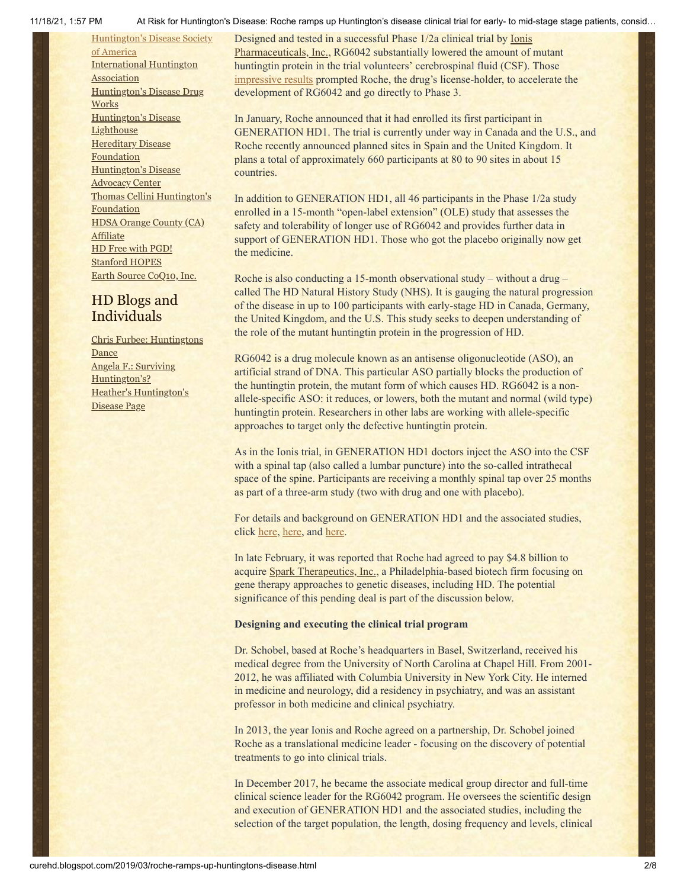Huntington's Disease Society of America
International Huntington Association
Huntington's Disease Drug Works
Huntington's Disease Lighthouse
Hereditary Disease Foundation
Huntington's Disease Advocacy Center
Thomas Cellini Huntington's Foundation
HDSA Orange County (CA) Affiliate
HD Free with PGD!
Stanford HOPES
Earth Source CoQ10, Inc.

## HD Blogs and Individuals

Chris Furbee: Huntingtons Dance
Angela F.: Surviving Huntington's?
Heather's Huntington's Disease Page

Designed and tested in a successful Phase 1/2a clinical trial by Ionis Pharmaceuticals, Inc., RG6042 substantially lowered the amount of mutant huntingtin protein in the trial volunteers' cerebrospinal fluid (CSF). Those impressive results prompted Roche, the drug's license-holder, to accelerate the development of RG6042 and go directly to Phase 3.

In January, Roche announced that it had enrolled its first participant in GENERATION HD1. The trial is currently under way in Canada and the U.S., and Roche recently announced planned sites in Spain and the United Kingdom. It plans a total of approximately 660 participants at 80 to 90 sites in about 15 countries.

In addition to GENERATION HD1, all 46 participants in the Phase 1/2a study enrolled in a 15-month "open-label extension" (OLE) study that assesses the safety and tolerability of longer use of RG6042 and provides further data in support of GENERATION HD1. Those who got the placebo originally now get the medicine.

Roche is also conducting a 15-month observational study – without a drug – called The HD Natural History Study (NHS). It is gauging the natural progression of the disease in up to 100 participants with early-stage HD in Canada, Germany, the United Kingdom, and the U.S. This study seeks to deepen understanding of the role of the mutant huntingtin protein in the progression of HD.

RG6042 is a drug molecule known as an antisense oligonucleotide (ASO), an artificial strand of DNA. This particular ASO partially blocks the production of the huntingtin protein, the mutant form of which causes HD. RG6042 is a non-allele-specific ASO: it reduces, or lowers, both the mutant and normal (wild type) huntingtin protein. Researchers in other labs are working with allele-specific approaches to target only the defective huntingtin protein.

As in the Ionis trial, in GENERATION HD1 doctors inject the ASO into the CSF with a spinal tap (also called a lumbar puncture) into the so-called intrathecal space of the spine. Participants are receiving a monthly spinal tap over 25 months as part of a three-arm study (two with drug and one with placebo).

For details and background on GENERATION HD1 and the associated studies, click here, here, and here.

In late February, it was reported that Roche had agreed to pay $4.8 billion to acquire Spark Therapeutics, Inc., a Philadelphia-based biotech firm focusing on gene therapy approaches to genetic diseases, including HD. The potential significance of this pending deal is part of the discussion below.

**Designing and executing the clinical trial program**

Dr. Schobel, based at Roche's headquarters in Basel, Switzerland, received his medical degree from the University of North Carolina at Chapel Hill. From 2001-2012, he was affiliated with Columbia University in New York City. He interned in medicine and neurology, did a residency in psychiatry, and was an assistant professor in both medicine and clinical psychiatry.

In 2013, the year Ionis and Roche agreed on a partnership, Dr. Schobel joined Roche as a translational medicine leader - focusing on the discovery of potential treatments to go into clinical trials.

In December 2017, he became the associate medical group director and full-time clinical science leader for the RG6042 program. He oversees the scientific design and execution of GENERATION HD1 and the associated studies, including the selection of the target population, the length, dosing frequency and levels, clinical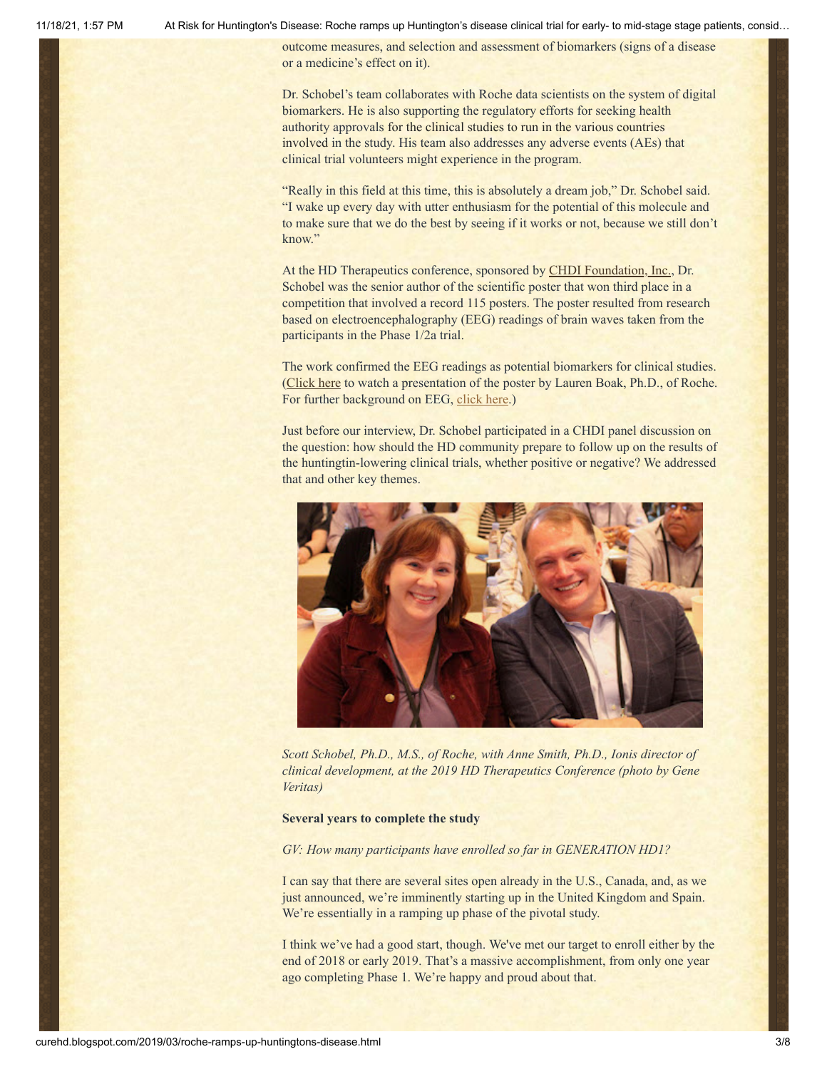outcome measures, and selection and assessment of biomarkers (signs of a disease or a medicine's effect on it).

Dr. Schobel's team collaborates with Roche data scientists on the system of digital biomarkers. He is also supporting the regulatory efforts for seeking health authority approvals for the clinical studies to run in the various countries involved in the study. His team also addresses any adverse events (AEs) that clinical trial volunteers might experience in the program.

"Really in this field at this time, this is absolutely a dream job," Dr. Schobel said. "I wake up every day with utter enthusiasm for the potential of this molecule and to make sure that we do the best by seeing if it works or not, because we still don't know."

At the HD Therapeutics conference, sponsored by CHDI Foundation, Inc., Dr. Schobel was the senior author of the scientific poster that won third place in a competition that involved a record 115 posters. The poster resulted from research based on electroencephalography (EEG) readings of brain waves taken from the participants in the Phase 1/2a trial.

The work confirmed the EEG readings as potential biomarkers for clinical studies. (Click here to watch a presentation of the poster by Lauren Boak, Ph.D., of Roche. For further background on EEG, click here.)

Just before our interview, Dr. Schobel participated in a CHDI panel discussion on the question: how should the HD community prepare to follow up on the results of the huntingtin-lowering clinical trials, whether positive or negative? We addressed that and other key themes.

*Scott Schobel, Ph.D., M.S., of Roche, with Anne Smith, Ph.D., Ionis director of clinical development, at the 2019 HD Therapeutics Conference (photo by Gene Veritas)*

**Several years to complete the study**

*GV: How many participants have enrolled so far in GENERATION HD1?*

I can say that there are several sites open already in the U.S., Canada, and, as we just announced, we're imminently starting up in the United Kingdom and Spain. We're essentially in a ramping up phase of the pivotal study.

I think we've had a good start, though. We've met our target to enroll either by the end of 2018 or early 2019. That's a massive accomplishment, from only one year ago completing Phase 1. We're happy and proud about that.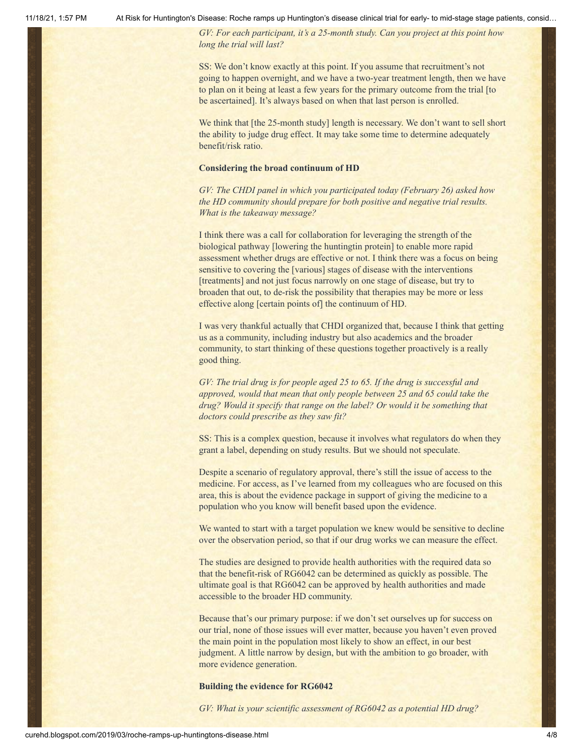*GV: For each participant, it's a 25-month study. Can you project at this point how long the trial will last?*

SS: We don't know exactly at this point. If you assume that recruitment's not going to happen overnight, and we have a two-year treatment length, then we have to plan on it being at least a few years for the primary outcome from the trial [to be ascertained]. It's always based on when that last person is enrolled.

We think that [the 25-month study] length is necessary. We don't want to sell short the ability to judge drug effect. It may take some time to determine adequately benefit/risk ratio.

**Considering the broad continuum of HD**

*GV: The CHDI panel in which you participated today (February 26) asked how the HD community should prepare for both positive and negative trial results. What is the takeaway message?*

I think there was a call for collaboration for leveraging the strength of the biological pathway [lowering the huntingtin protein] to enable more rapid assessment whether drugs are effective or not. I think there was a focus on being sensitive to covering the [various] stages of disease with the interventions [treatments] and not just focus narrowly on one stage of disease, but try to broaden that out, to de-risk the possibility that therapies may be more or less effective along [certain points of] the continuum of HD.

I was very thankful actually that CHDI organized that, because I think that getting us as a community, including industry but also academics and the broader community, to start thinking of these questions together proactively is a really good thing.

*GV: The trial drug is for people aged 25 to 65. If the drug is successful and approved, would that mean that only people between 25 and 65 could take the drug? Would it specify that range on the label? Or would it be something that doctors could prescribe as they saw fit?*

SS: This is a complex question, because it involves what regulators do when they grant a label, depending on study results. But we should not speculate.

Despite a scenario of regulatory approval, there's still the issue of access to the medicine. For access, as I've learned from my colleagues who are focused on this area, this is about the evidence package in support of giving the medicine to a population who you know will benefit based upon the evidence.

We wanted to start with a target population we knew would be sensitive to decline over the observation period, so that if our drug works we can measure the effect.

The studies are designed to provide health authorities with the required data so that the benefit-risk of RG6042 can be determined as quickly as possible. The ultimate goal is that RG6042 can be approved by health authorities and made accessible to the broader HD community.

Because that's our primary purpose: if we don't set ourselves up for success on our trial, none of those issues will ever matter, because you haven't even proved the main point in the population most likely to show an effect, in our best judgment. A little narrow by design, but with the ambition to go broader, with more evidence generation.

**Building the evidence for RG6042**

*GV: What is your scientific assessment of RG6042 as a potential HD drug?*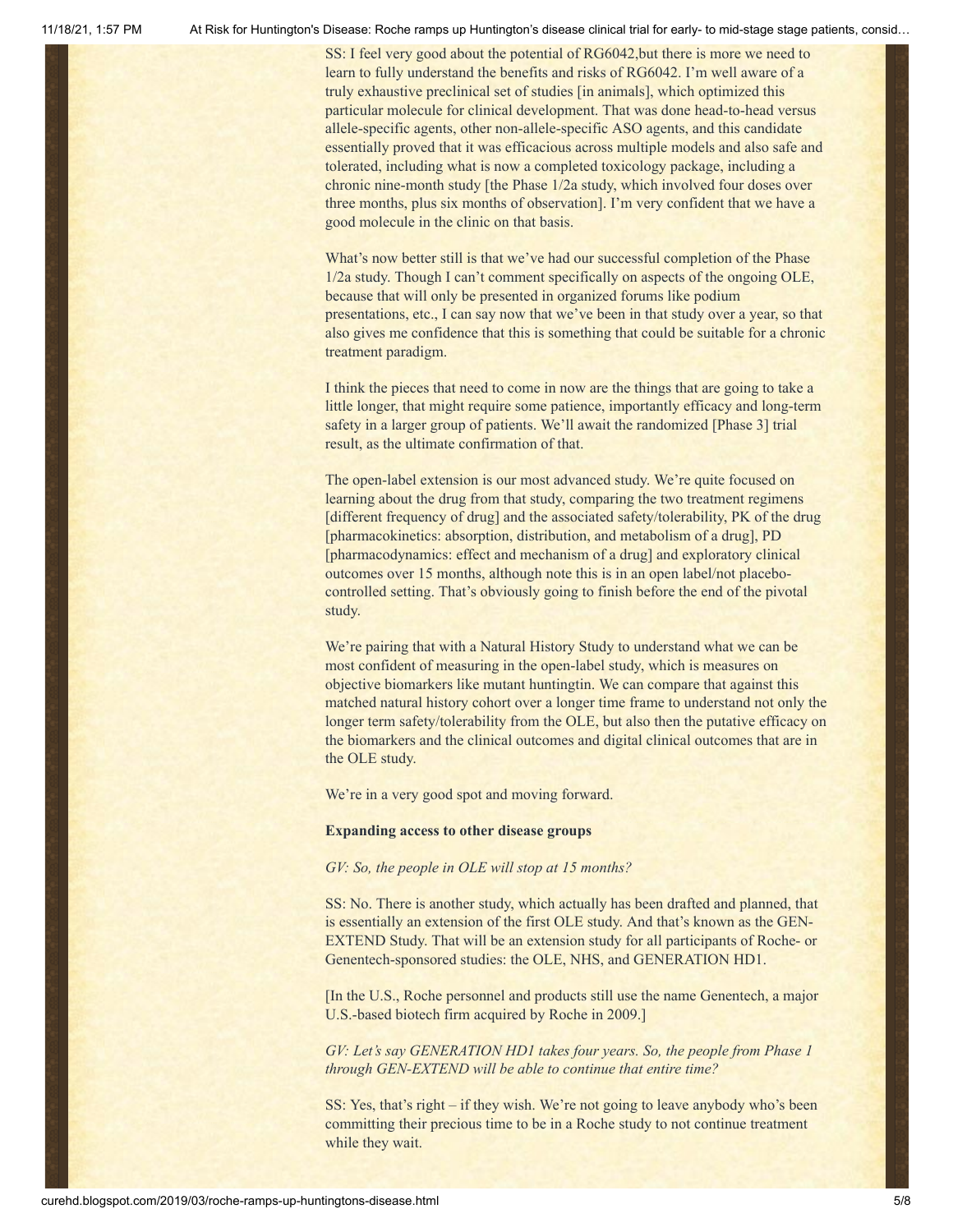SS: I feel very good about the potential of RG6042,but there is more we need to learn to fully understand the benefits and risks of RG6042. I'm well aware of a truly exhaustive preclinical set of studies [in animals], which optimized this particular molecule for clinical development. That was done head-to-head versus allele-specific agents, other non-allele-specific ASO agents, and this candidate essentially proved that it was efficacious across multiple models and also safe and tolerated, including what is now a completed toxicology package, including a chronic nine-month study [the Phase 1/2a study, which involved four doses over three months, plus six months of observation]. I'm very confident that we have a good molecule in the clinic on that basis.

What's now better still is that we've had our successful completion of the Phase 1/2a study. Though I can't comment specifically on aspects of the ongoing OLE, because that will only be presented in organized forums like podium presentations, etc., I can say now that we've been in that study over a year, so that also gives me confidence that this is something that could be suitable for a chronic treatment paradigm.

I think the pieces that need to come in now are the things that are going to take a little longer, that might require some patience, importantly efficacy and long-term safety in a larger group of patients. We'll await the randomized [Phase 3] trial result, as the ultimate confirmation of that.

The open-label extension is our most advanced study. We're quite focused on learning about the drug from that study, comparing the two treatment regimens [different frequency of drug] and the associated safety/tolerability, PK of the drug [pharmacokinetics: absorption, distribution, and metabolism of a drug], PD [pharmacodynamics: effect and mechanism of a drug] and exploratory clinical outcomes over 15 months, although note this is in an open label/not placebo-controlled setting. That's obviously going to finish before the end of the pivotal study.

We're pairing that with a Natural History Study to understand what we can be most confident of measuring in the open-label study, which is measures on objective biomarkers like mutant huntingtin. We can compare that against this matched natural history cohort over a longer time frame to understand not only the longer term safety/tolerability from the OLE, but also then the putative efficacy on the biomarkers and the clinical outcomes and digital clinical outcomes that are in the OLE study.

We're in a very good spot and moving forward.

**Expanding access to other disease groups**

*GV: So, the people in OLE will stop at 15 months?*

SS: No. There is another study, which actually has been drafted and planned, that is essentially an extension of the first OLE study. And that's known as the GEN-EXTEND Study. That will be an extension study for all participants of Roche- or Genentech-sponsored studies: the OLE, NHS, and GENERATION HD1.

[In the U.S., Roche personnel and products still use the name Genentech, a major U.S.-based biotech firm acquired by Roche in 2009.]

*GV: Let's say GENERATION HD1 takes four years. So, the people from Phase 1 through GEN-EXTEND will be able to continue that entire time?*

SS: Yes, that's right – if they wish. We're not going to leave anybody who's been committing their precious time to be in a Roche study to not continue treatment while they wait.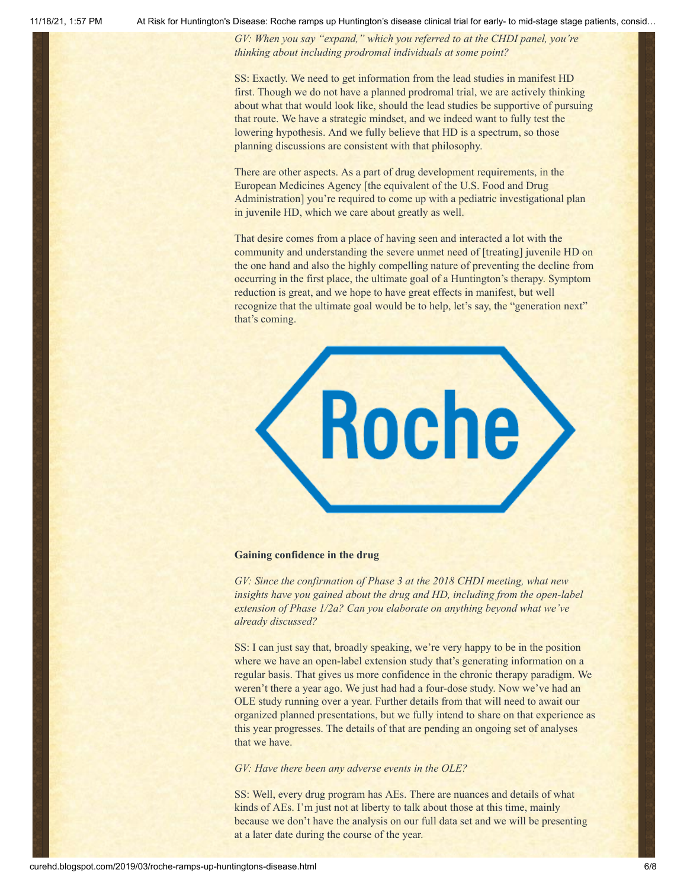*GV: When you say "expand," which you referred to at the CHDI panel, you're thinking about including prodromal individuals at some point?*

SS: Exactly. We need to get information from the lead studies in manifest HD first. Though we do not have a planned prodromal trial, we are actively thinking about what that would look like, should the lead studies be supportive of pursuing that route. We have a strategic mindset, and we indeed want to fully test the lowering hypothesis. And we fully believe that HD is a spectrum, so those planning discussions are consistent with that philosophy.

There are other aspects. As a part of drug development requirements, in the European Medicines Agency [the equivalent of the U.S. Food and Drug Administration] you're required to come up with a pediatric investigational plan in juvenile HD, which we care about greatly as well.

That desire comes from a place of having seen and interacted a lot with the community and understanding the severe unmet need of [treating] juvenile HD on the one hand and also the highly compelling nature of preventing the decline from occurring in the first place, the ultimate goal of a Huntington's therapy. Symptom reduction is great, and we hope to have great effects in manifest, but well recognize that the ultimate goal would be to help, let's say, the "generation next" that's coming.

Roche

**Gaining confidence in the drug**

*GV: Since the confirmation of Phase 3 at the 2018 CHDI meeting, what new insights have you gained about the drug and HD, including from the open-label extension of Phase 1/2a? Can you elaborate on anything beyond what we've already discussed?*

SS: I can just say that, broadly speaking, we're very happy to be in the position where we have an open-label extension study that's generating information on a regular basis. That gives us more confidence in the chronic therapy paradigm. We weren't there a year ago. We just had had a four-dose study. Now we've had an OLE study running over a year. Further details from that will need to await our organized planned presentations, but we fully intend to share on that experience as this year progresses. The details of that are pending an ongoing set of analyses that we have.

*GV: Have there been any adverse events in the OLE?*

SS: Well, every drug program has AEs. There are nuances and details of what kinds of AEs. I'm just not at liberty to talk about those at this time, mainly because we don't have the analysis on our full data set and we will be presenting at a later date during the course of the year.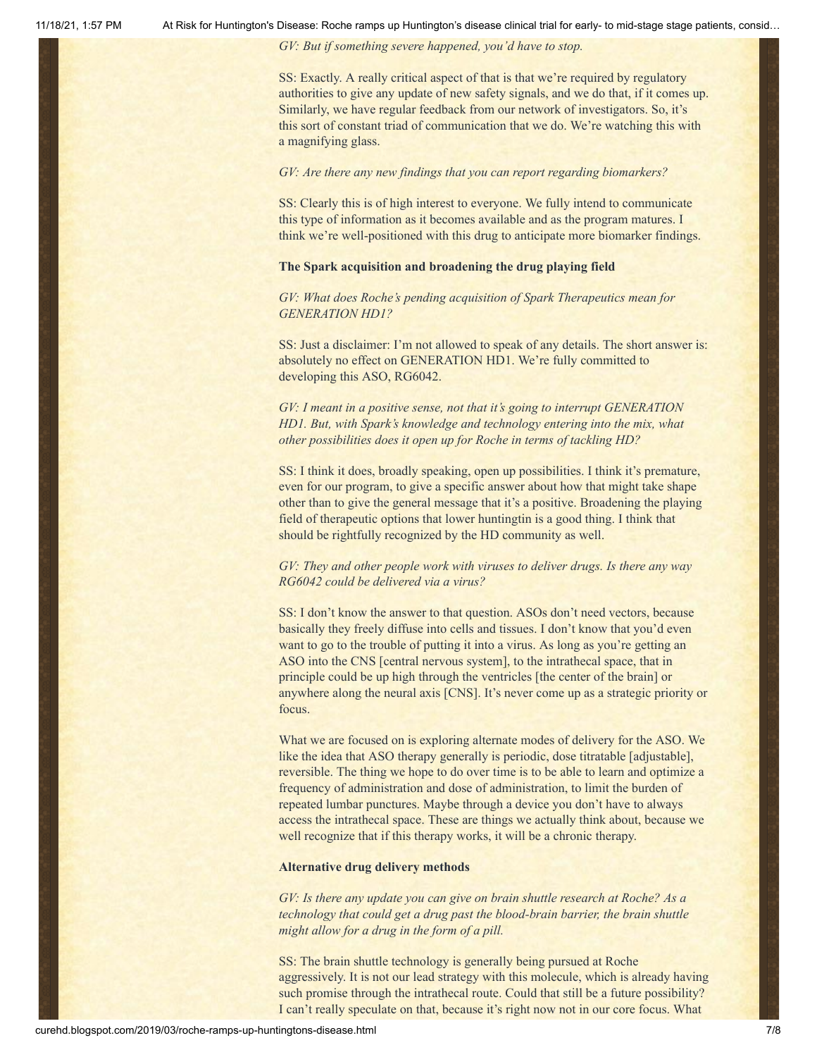*GV: But if something severe happened, you'd have to stop.*

SS: Exactly. A really critical aspect of that is that we're required by regulatory authorities to give any update of new safety signals, and we do that, if it comes up. Similarly, we have regular feedback from our network of investigators. So, it's this sort of constant triad of communication that we do. We're watching this with a magnifying glass.

*GV: Are there any new findings that you can report regarding biomarkers?*

SS: Clearly this is of high interest to everyone. We fully intend to communicate this type of information as it becomes available and as the program matures. I think we're well-positioned with this drug to anticipate more biomarker findings.

**The Spark acquisition and broadening the drug playing field**

*GV: What does Roche's pending acquisition of Spark Therapeutics mean for GENERATION HD1?*

SS: Just a disclaimer: I'm not allowed to speak of any details. The short answer is: absolutely no effect on GENERATION HD1. We're fully committed to developing this ASO, RG6042.

*GV: I meant in a positive sense, not that it's going to interrupt GENERATION HD1. But, with Spark's knowledge and technology entering into the mix, what other possibilities does it open up for Roche in terms of tackling HD?*

SS: I think it does, broadly speaking, open up possibilities. I think it's premature, even for our program, to give a specific answer about how that might take shape other than to give the general message that it's a positive. Broadening the playing field of therapeutic options that lower huntingtin is a good thing. I think that should be rightfully recognized by the HD community as well.

*GV: They and other people work with viruses to deliver drugs. Is there any way RG6042 could be delivered via a virus?*

SS: I don't know the answer to that question. ASOs don't need vectors, because basically they freely diffuse into cells and tissues. I don't know that you'd even want to go to the trouble of putting it into a virus. As long as you're getting an ASO into the CNS [central nervous system], to the intrathecal space, that in principle could be up high through the ventricles [the center of the brain] or anywhere along the neural axis [CNS]. It's never come up as a strategic priority or focus.

What we are focused on is exploring alternate modes of delivery for the ASO. We like the idea that ASO therapy generally is periodic, dose titratable [adjustable], reversible. The thing we hope to do over time is to be able to learn and optimize a frequency of administration and dose of administration, to limit the burden of repeated lumbar punctures. Maybe through a device you don't have to always access the intrathecal space. These are things we actually think about, because we well recognize that if this therapy works, it will be a chronic therapy.

**Alternative drug delivery methods**

*GV: Is there any update you can give on brain shuttle research at Roche? As a technology that could get a drug past the blood-brain barrier, the brain shuttle might allow for a drug in the form of a pill.*

SS: The brain shuttle technology is generally being pursued at Roche aggressively. It is not our lead strategy with this molecule, which is already having such promise through the intrathecal route. Could that still be a future possibility? I can't really speculate on that, because it's right now not in our core focus. What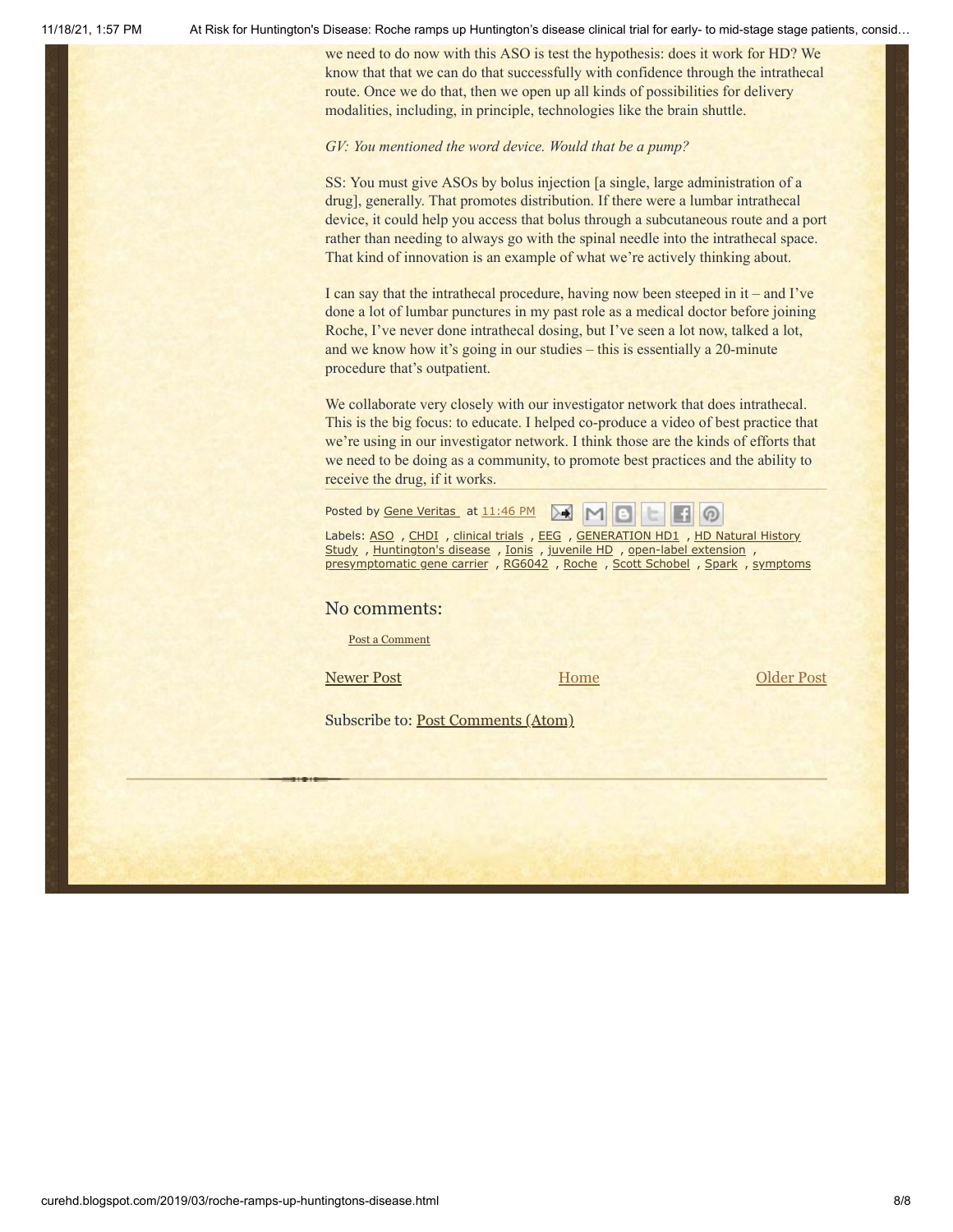we need to do now with this ASO is test the hypothesis: does it work for HD? We know that that we can do that successfully with confidence through the intrathecal route. Once we do that, then we open up all kinds of possibilities for delivery modalities, including, in principle, technologies like the brain shuttle.

*GV: You mentioned the word device. Would that be a pump?*

SS: You must give ASOs by bolus injection [a single, large administration of a drug], generally. That promotes distribution. If there were a lumbar intrathecal device, it could help you access that bolus through a subcutaneous route and a port rather than needing to always go with the spinal needle into the intrathecal space. That kind of innovation is an example of what we're actively thinking about.

I can say that the intrathecal procedure, having now been steeped in it – and I've done a lot of lumbar punctures in my past role as a medical doctor before joining Roche, I've never done intrathecal dosing, but I've seen a lot now, talked a lot, and we know how it's going in our studies – this is essentially a 20-minute procedure that's outpatient.

We collaborate very closely with our investigator network that does intrathecal. This is the big focus: to educate. I helped co-produce a video of best practice that we're using in our investigator network. I think those are the kinds of efforts that we need to be doing as a community, to promote best practices and the ability to receive the drug, if it works.

Posted by Gene Veritas at 11:46 PM

Labels: ASO , CHDI , clinical trials , EEG , GENERATION HD1 , HD Natural History Study , Huntington's disease , Ionis , juvenile HD , open-label extension , presymptomatic gene carrier , RG6042 , Roche , Scott Schobel , Spark , symptoms

## No comments:

Post a Comment

Newer Post | Home | Older Post

Subscribe to: Post Comments (Atom)